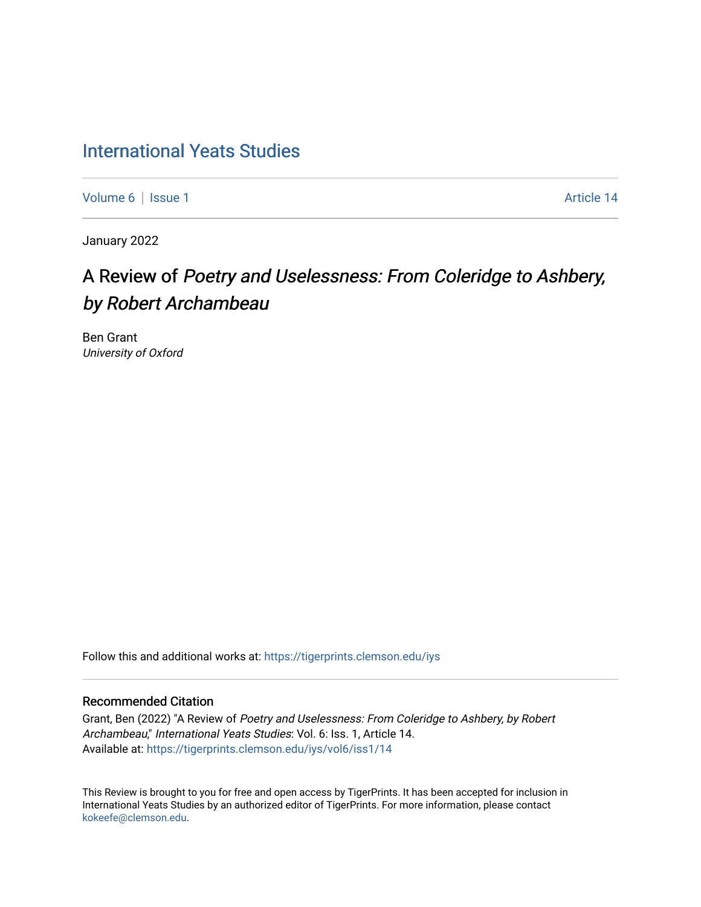# International Yeats Studies

Volume 6 | Issue 1 Article 14

January 2022

## A Review of *Poetry and Uselessness: From Coleridge to Ashbery, by Robert Archambeau*

Ben Grant
*University of Oxford*

Follow this and additional works at: https://tigerprints.clemson.edu/iys

### Recommended Citation

Grant, Ben (2022) "A Review of *Poetry and Uselessness: From Coleridge to Ashbery, by Robert Archambeau*," *International Yeats Studies*: Vol. 6: Iss. 1, Article 14.
Available at: https://tigerprints.clemson.edu/iys/vol6/iss1/14

This Review is brought to you for free and open access by TigerPrints. It has been accepted for inclusion in International Yeats Studies by an authorized editor of TigerPrints. For more information, please contact kokeefe@clemson.edu.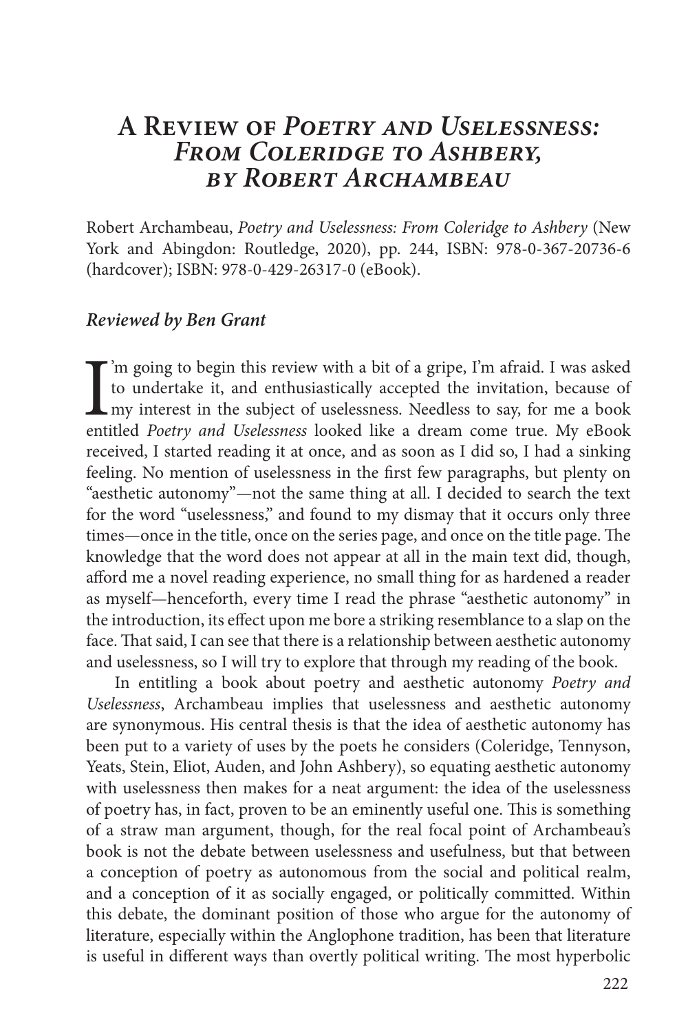# A Review of *Poetry and Uselessness: From Coleridge to Ashbery*, by Robert Archambeau

Robert Archambeau, *Poetry and Uselessness: From Coleridge to Ashbery* (New York and Abingdon: Routledge, 2020), pp. 244, ISBN: 978-0-367-20736-6 (hardcover); ISBN: 978-0-429-26317-0 (eBook).

***Reviewed by Ben Grant***

I'm going to begin this review with a bit of a gripe, I'm afraid. I was asked to undertake it, and enthusiastically accepted the invitation, because of my interest in the subject of uselessness. Needless to say, for me a book entitled *Poetry and Uselessness* looked like a dream come true. My eBook received, I started reading it at once, and as soon as I did so, I had a sinking feeling. No mention of uselessness in the first few paragraphs, but plenty on "aesthetic autonomy"—not the same thing at all. I decided to search the text for the word "uselessness," and found to my dismay that it occurs only three times—once in the title, once on the series page, and once on the title page. The knowledge that the word does not appear at all in the main text did, though, afford me a novel reading experience, no small thing for as hardened a reader as myself—henceforth, every time I read the phrase "aesthetic autonomy" in the introduction, its effect upon me bore a striking resemblance to a slap on the face. That said, I can see that there is a relationship between aesthetic autonomy and uselessness, so I will try to explore that through my reading of the book.

In entitling a book about poetry and aesthetic autonomy *Poetry and Uselessness*, Archambeau implies that uselessness and aesthetic autonomy are synonymous. His central thesis is that the idea of aesthetic autonomy has been put to a variety of uses by the poets he considers (Coleridge, Tennyson, Yeats, Stein, Eliot, Auden, and John Ashbery), so equating aesthetic autonomy with uselessness then makes for a neat argument: the idea of the uselessness of poetry has, in fact, proven to be an eminently useful one. This is something of a straw man argument, though, for the real focal point of Archambeau's book is not the debate between uselessness and usefulness, but that between a conception of poetry as autonomous from the social and political realm, and a conception of it as socially engaged, or politically committed. Within this debate, the dominant position of those who argue for the autonomy of literature, especially within the Anglophone tradition, has been that literature is useful in different ways than overtly political writing. The most hyperbolic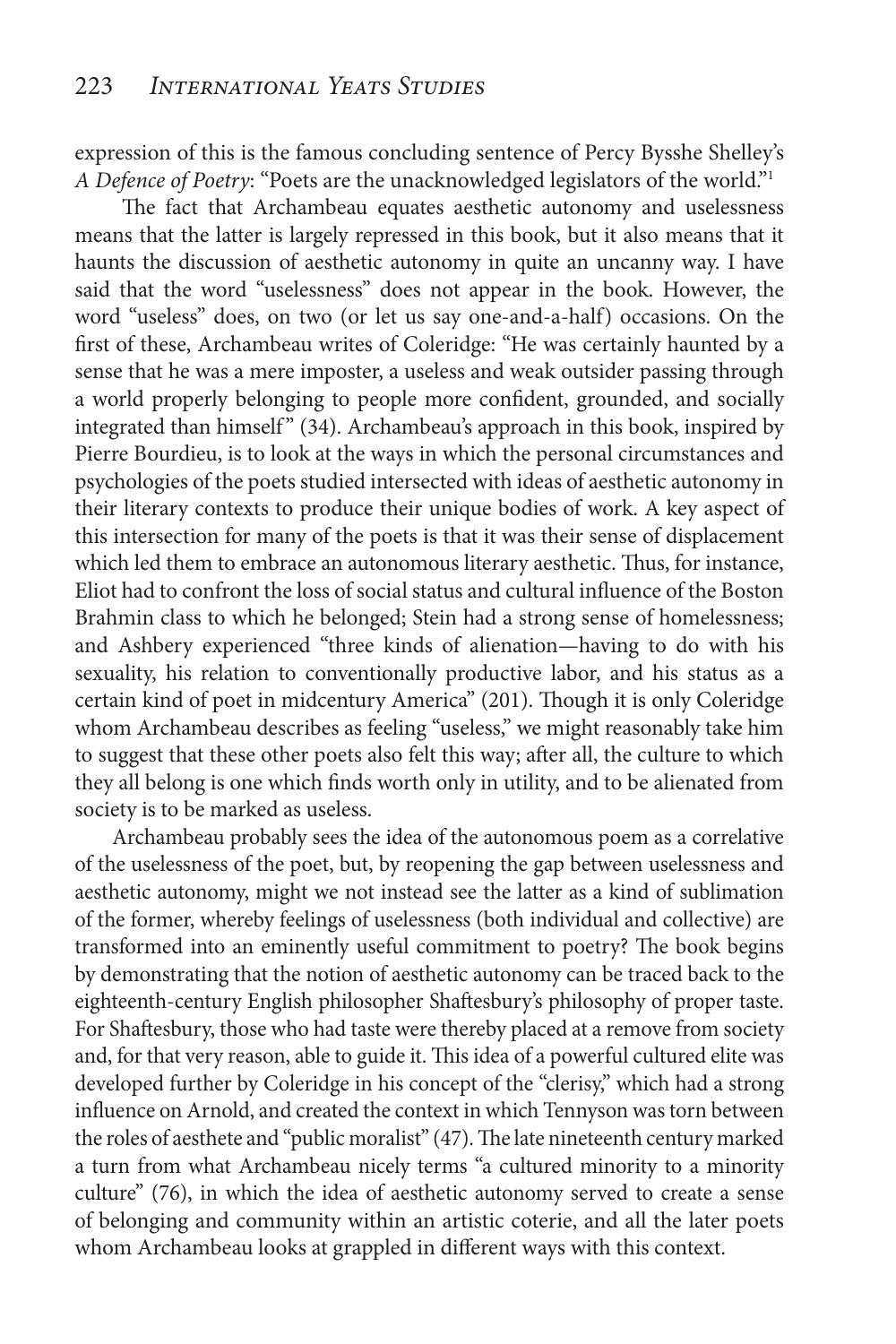expression of this is the famous concluding sentence of Percy Bysshe Shelley's *A Defence of Poetry*: "Poets are the unacknowledged legislators of the world."[1]

The fact that Archambeau equates aesthetic autonomy and uselessness means that the latter is largely repressed in this book, but it also means that it haunts the discussion of aesthetic autonomy in quite an uncanny way. I have said that the word "uselessness" does not appear in the book. However, the word "useless" does, on two (or let us say one-and-a-half) occasions. On the first of these, Archambeau writes of Coleridge: "He was certainly haunted by a sense that he was a mere imposter, a useless and weak outsider passing through a world properly belonging to people more confident, grounded, and socially integrated than himself" (34). Archambeau's approach in this book, inspired by Pierre Bourdieu, is to look at the ways in which the personal circumstances and psychologies of the poets studied intersected with ideas of aesthetic autonomy in their literary contexts to produce their unique bodies of work. A key aspect of this intersection for many of the poets is that it was their sense of displacement which led them to embrace an autonomous literary aesthetic. Thus, for instance, Eliot had to confront the loss of social status and cultural influence of the Boston Brahmin class to which he belonged; Stein had a strong sense of homelessness; and Ashbery experienced "three kinds of alienation—having to do with his sexuality, his relation to conventionally productive labor, and his status as a certain kind of poet in midcentury America" (201). Though it is only Coleridge whom Archambeau describes as feeling "useless," we might reasonably take him to suggest that these other poets also felt this way; after all, the culture to which they all belong is one which finds worth only in utility, and to be alienated from society is to be marked as useless.

Archambeau probably sees the idea of the autonomous poem as a correlative of the uselessness of the poet, but, by reopening the gap between uselessness and aesthetic autonomy, might we not instead see the latter as a kind of sublimation of the former, whereby feelings of uselessness (both individual and collective) are transformed into an eminently useful commitment to poetry? The book begins by demonstrating that the notion of aesthetic autonomy can be traced back to the eighteenth-century English philosopher Shaftesbury's philosophy of proper taste. For Shaftesbury, those who had taste were thereby placed at a remove from society and, for that very reason, able to guide it. This idea of a powerful cultured elite was developed further by Coleridge in his concept of the "clerisy," which had a strong influence on Arnold, and created the context in which Tennyson was torn between the roles of aesthete and "public moralist" (47). The late nineteenth century marked a turn from what Archambeau nicely terms "a cultured minority to a minority culture" (76), in which the idea of aesthetic autonomy served to create a sense of belonging and community within an artistic coterie, and all the later poets whom Archambeau looks at grappled in different ways with this context.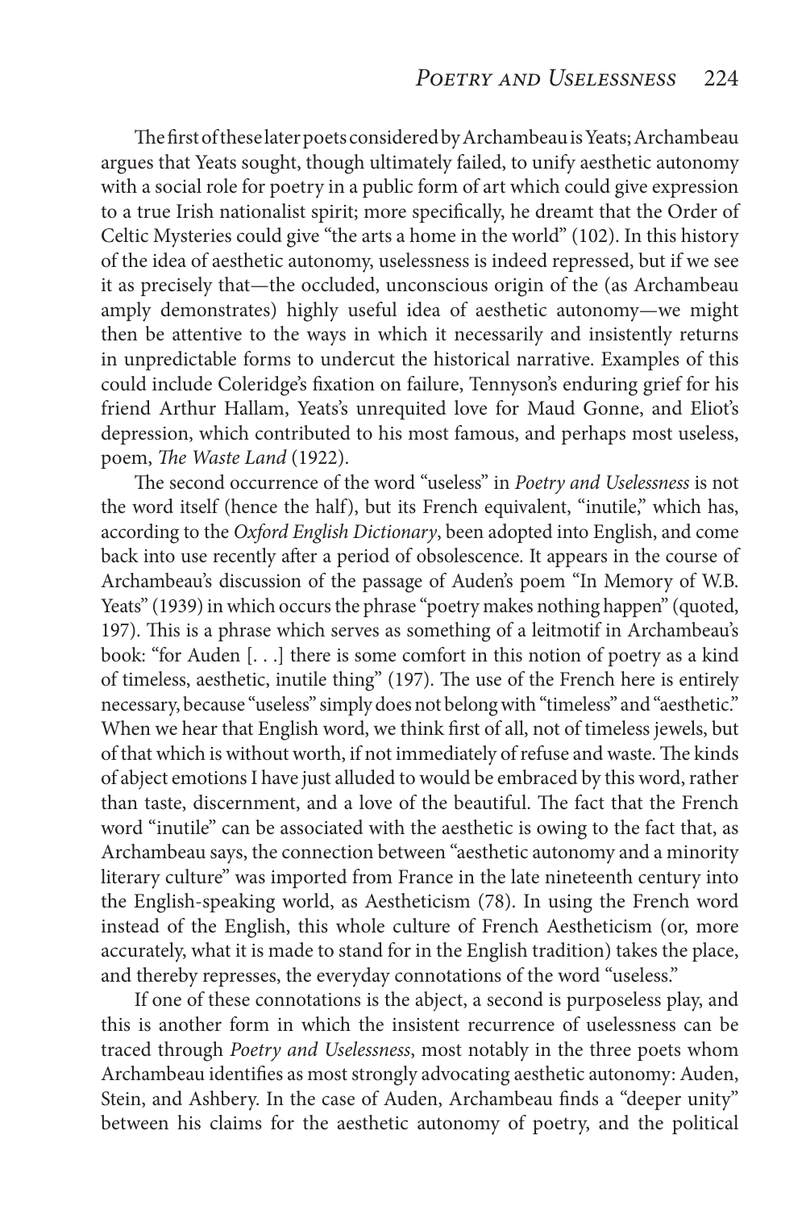The first of these later poets considered by Archambeau is Yeats; Archambeau argues that Yeats sought, though ultimately failed, to unify aesthetic autonomy with a social role for poetry in a public form of art which could give expression to a true Irish nationalist spirit; more specifically, he dreamt that the Order of Celtic Mysteries could give "the arts a home in the world" (102). In this history of the idea of aesthetic autonomy, uselessness is indeed repressed, but if we see it as precisely that—the occluded, unconscious origin of the (as Archambeau amply demonstrates) highly useful idea of aesthetic autonomy—we might then be attentive to the ways in which it necessarily and insistently returns in unpredictable forms to undercut the historical narrative. Examples of this could include Coleridge's fixation on failure, Tennyson's enduring grief for his friend Arthur Hallam, Yeats's unrequited love for Maud Gonne, and Eliot's depression, which contributed to his most famous, and perhaps most useless, poem, *The Waste Land* (1922).

The second occurrence of the word "useless" in *Poetry and Uselessness* is not the word itself (hence the half), but its French equivalent, "inutile," which has, according to the *Oxford English Dictionary*, been adopted into English, and come back into use recently after a period of obsolescence. It appears in the course of Archambeau's discussion of the passage of Auden's poem "In Memory of W.B. Yeats" (1939) in which occurs the phrase "poetry makes nothing happen" (quoted, 197). This is a phrase which serves as something of a leitmotif in Archambeau's book: "for Auden [. . .] there is some comfort in this notion of poetry as a kind of timeless, aesthetic, inutile thing" (197). The use of the French here is entirely necessary, because "useless" simply does not belong with "timeless" and "aesthetic." When we hear that English word, we think first of all, not of timeless jewels, but of that which is without worth, if not immediately of refuse and waste. The kinds of abject emotions I have just alluded to would be embraced by this word, rather than taste, discernment, and a love of the beautiful. The fact that the French word "inutile" can be associated with the aesthetic is owing to the fact that, as Archambeau says, the connection between "aesthetic autonomy and a minority literary culture" was imported from France in the late nineteenth century into the English-speaking world, as Aestheticism (78). In using the French word instead of the English, this whole culture of French Aestheticism (or, more accurately, what it is made to stand for in the English tradition) takes the place, and thereby represses, the everyday connotations of the word "useless."

If one of these connotations is the abject, a second is purposeless play, and this is another form in which the insistent recurrence of uselessness can be traced through *Poetry and Uselessness*, most notably in the three poets whom Archambeau identifies as most strongly advocating aesthetic autonomy: Auden, Stein, and Ashbery. In the case of Auden, Archambeau finds a "deeper unity" between his claims for the aesthetic autonomy of poetry, and the political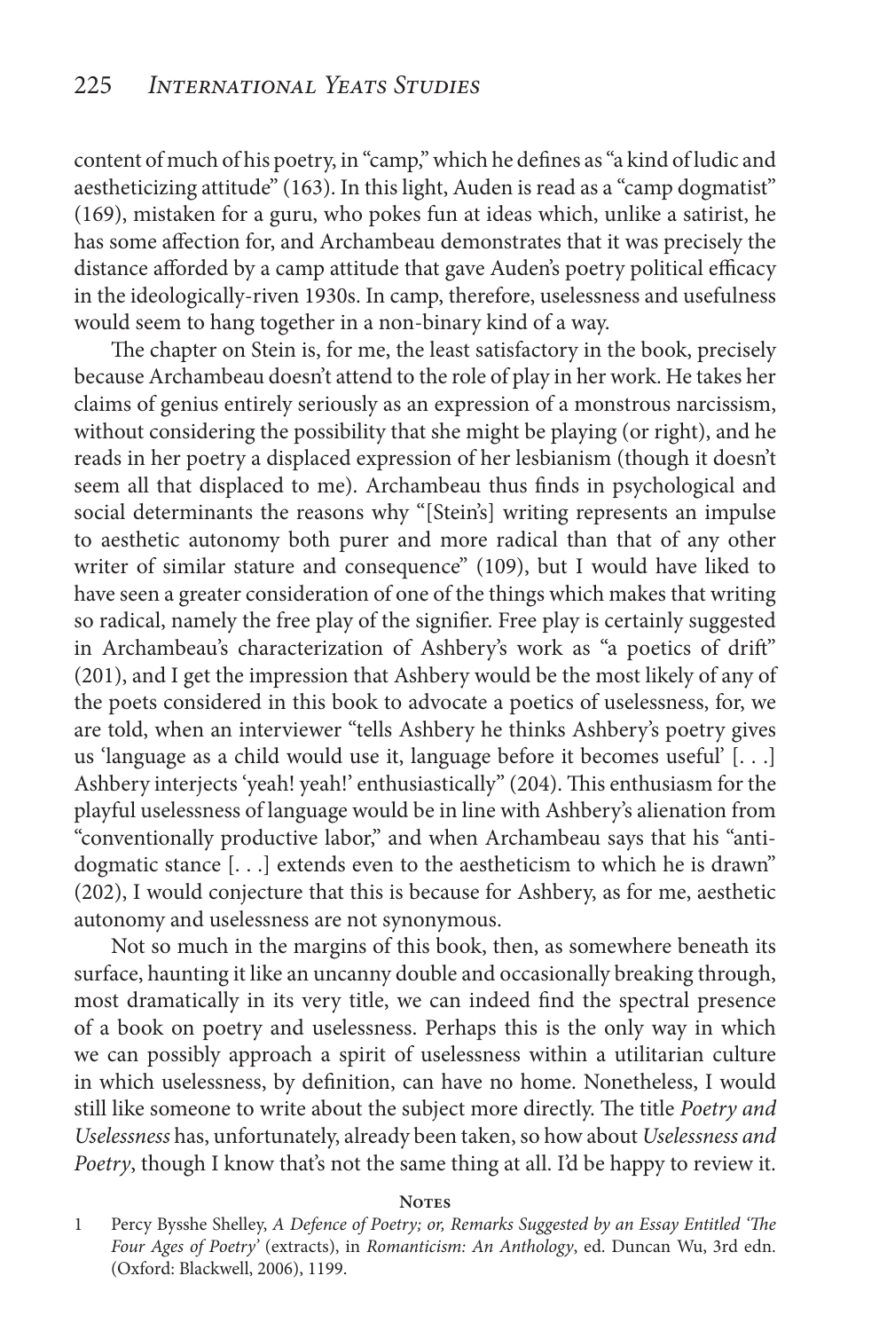content of much of his poetry, in "camp," which he defines as "a kind of ludic and aestheticizing attitude" (163). In this light, Auden is read as a "camp dogmatist" (169), mistaken for a guru, who pokes fun at ideas which, unlike a satirist, he has some affection for, and Archambeau demonstrates that it was precisely the distance afforded by a camp attitude that gave Auden's poetry political efficacy in the ideologically-riven 1930s. In camp, therefore, uselessness and usefulness would seem to hang together in a non-binary kind of a way.

The chapter on Stein is, for me, the least satisfactory in the book, precisely because Archambeau doesn't attend to the role of play in her work. He takes her claims of genius entirely seriously as an expression of a monstrous narcissism, without considering the possibility that she might be playing (or right), and he reads in her poetry a displaced expression of her lesbianism (though it doesn't seem all that displaced to me). Archambeau thus finds in psychological and social determinants the reasons why "[Stein's] writing represents an impulse to aesthetic autonomy both purer and more radical than that of any other writer of similar stature and consequence" (109), but I would have liked to have seen a greater consideration of one of the things which makes that writing so radical, namely the free play of the signifier. Free play is certainly suggested in Archambeau's characterization of Ashbery's work as "a poetics of drift" (201), and I get the impression that Ashbery would be the most likely of any of the poets considered in this book to advocate a poetics of uselessness, for, we are told, when an interviewer "tells Ashbery he thinks Ashbery's poetry gives us 'language as a child would use it, language before it becomes useful' [. . .] Ashbery interjects 'yeah! yeah!' enthusiastically" (204). This enthusiasm for the playful uselessness of language would be in line with Ashbery's alienation from "conventionally productive labor," and when Archambeau says that his "anti-dogmatic stance [. . .] extends even to the aestheticism to which he is drawn" (202), I would conjecture that this is because for Ashbery, as for me, aesthetic autonomy and uselessness are not synonymous.

Not so much in the margins of this book, then, as somewhere beneath its surface, haunting it like an uncanny double and occasionally breaking through, most dramatically in its very title, we can indeed find the spectral presence of a book on poetry and uselessness. Perhaps this is the only way in which we can possibly approach a spirit of uselessness within a utilitarian culture in which uselessness, by definition, can have no home. Nonetheless, I would still like someone to write about the subject more directly. The title *Poetry and Uselessness* has, unfortunately, already been taken, so how about *Uselessness and Poetry*, though I know that's not the same thing at all. I'd be happy to review it.

## Notes

1 Percy Bysshe Shelley, *A Defence of Poetry; or, Remarks Suggested by an Essay Entitled 'The Four Ages of Poetry'* (extracts), in *Romanticism: An Anthology*, ed. Duncan Wu, 3rd edn. (Oxford: Blackwell, 2006), 1199.